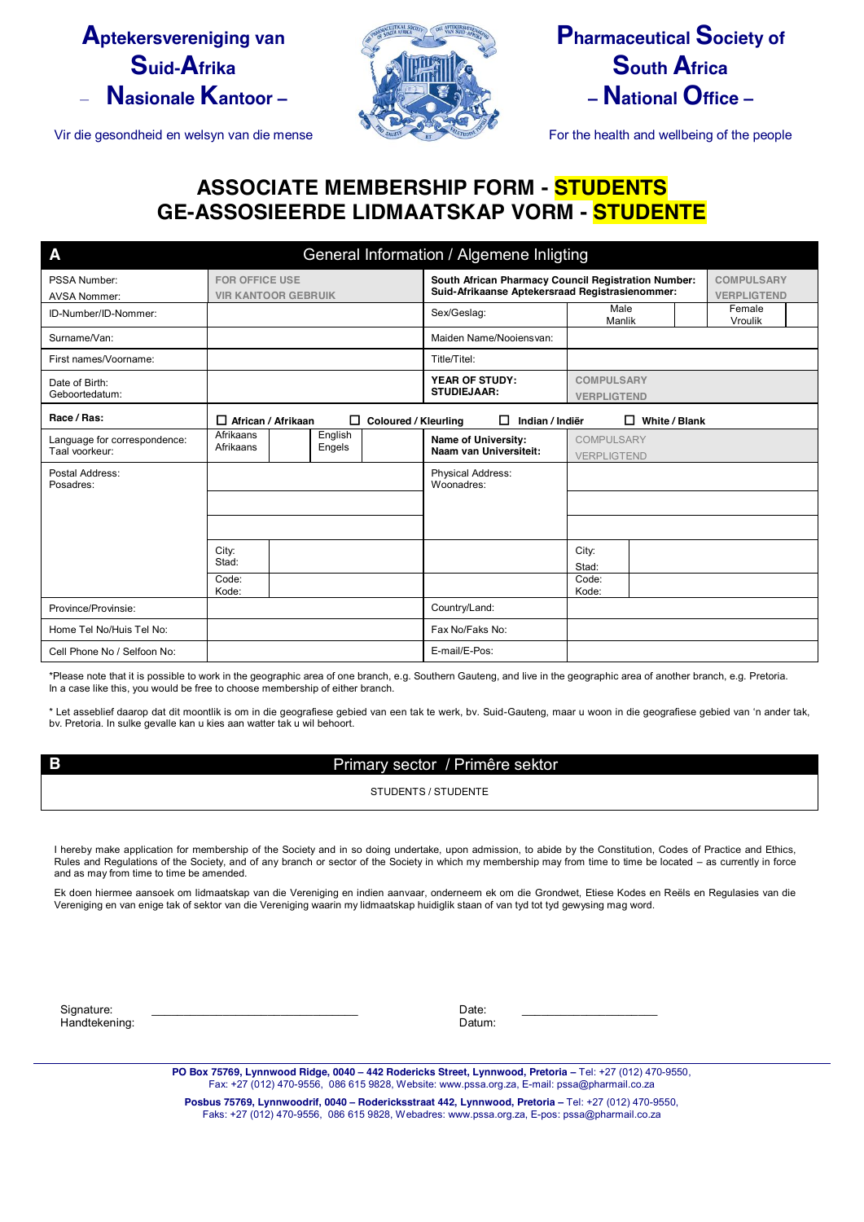**Aptekersvereniging van Suid-Afrika – Nasionale Kantoor –**

Vir die gesondheid en welsyn van die mense

**Pharmaceutical Society of South Africa – National Office –**

For the health and wellbeing of the people

# ASSOCIATE MEMBERSHIP FORM - STUDENTS
# GE-ASSOSIEERDE LIDMAATSKAP VORM - STUDENTE

## A General Information / Algemene Inligting

| | | | | | |
|---|---|---|---|---|---|
| PSSA Number: AVSA Nommer: | FOR OFFICE USE VIR KANTOOR GEBRUIK | **South African Pharmacy Council Registration Number: Suid-Afrikaanse Aptekersraad Registrasienommer:** | | | COMPULSARY VERPLIGTEND |
| ID-Number/ID-Nommer: | | Sex/Geslag: | Male Manlik | | Female Vroulik |
| Surname/Van: | | Maiden Name/Nooiensvan: | | | |
| First names/Voorname: | | Title/Titel: | | | |
| Date of Birth: Geboortedatum: | | **YEAR OF STUDY: STUDIEJAAR:** | COMPULSARY VERPLIGTEND | | |
| **Race / Ras:** | ☐ **African / Afrikaan** ☐ **Coloured / Kleurling** ☐ **Indian / Indiër** ☐ **White / Blank** | | | | |
| Language for correspondence: Taal voorkeur: | Afrikaans Afrikaans / English Engels | **Name of University: Naam van Universiteit:** | COMPULSARY VERPLIGTEND | | |
| Postal Address: Posadres: | | Physical Address: Woonadres: | | | |
| | City: Stad: | | City: Stad: | | |
| | Code: Kode: | | Code: Kode: | | |
| Province/Provinsie: | | Country/Land: | | | |
| Home Tel No/Huis Tel No: | | Fax No/Faks No: | | | |
| Cell Phone No / Selfoon No: | | E-mail/E-Pos: | | | |

*Please note that it is possible to work in the geographic area of one branch, e.g. Southern Gauteng, and live in the geographic area of another branch, e.g. Pretoria. In a case like this, you would be free to choose membership of either branch.

* Let asseblief daarop dat dit moontlik is om in die geografiese gebied van een tak te werk, bv. Suid-Gauteng, maar u woon in die geografiese gebied van 'n ander tak, bv. Pretoria. In sulke gevalle kan u kies aan watter tak u wil behoort.

## B Primary sector / Primêre sektor

STUDENTS / STUDENTE

I hereby make application for membership of the Society and in so doing undertake, upon admission, to abide by the Constitution, Codes of Practice and Ethics, Rules and Regulations of the Society, and of any branch or sector of the Society in which my membership may from time to time be located – as currently in force and as may from time to time be amended.

Ek doen hiermee aansoek om lidmaatskap van die Vereniging en indien aanvaar, onderneem ek om die Grondwet, Etiese Kodes en Reëls en Regulasies van die Vereniging en van enige tak of sektor van die Vereniging waarin my lidmaatskap huidiglik staan of van tyd tot tyd gewysing mag word.

Signature: Handtekening: ________________________________ Date: Datum: ____________________

**PO Box 75769, Lynnwood Ridge, 0040 – 442 Rodericks Street, Lynnwood, Pretoria –** Tel: +27 (012) 470-9550, Fax: +27 (012) 470-9556, 086 615 9828, Website: www.pssa.org.za, E-mail: pssa@pharmail.co.za

**Posbus 75769, Lynnwoodrif, 0040 – Rodericksstraat 442, Lynnwood, Pretoria –** Tel: +27 (012) 470-9550, Faks: +27 (012) 470-9556, 086 615 9828, Webadres: www.pssa.org.za, E-pos: pssa@pharmail.co.za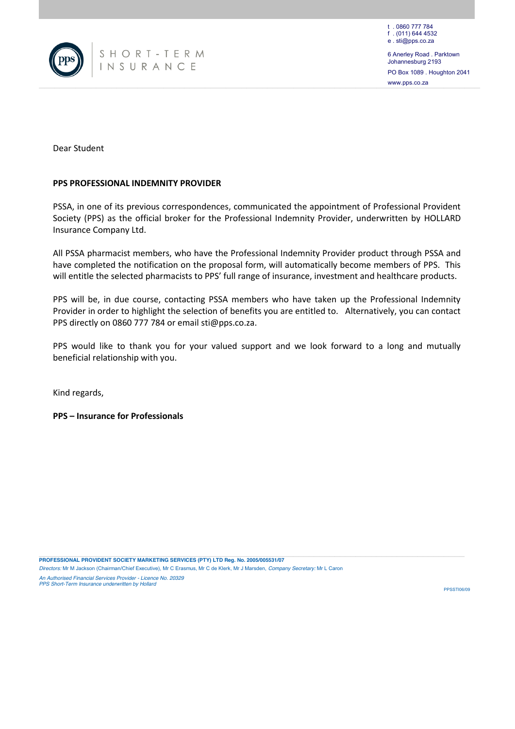SHORT-TERM INSURANCE

t . 0860 777 784
f . (011) 644 4532
e . sti@pps.co.za

6 Anerley Road . Parktown
Johannesburg 2193

PO Box 1089 . Houghton 2041

www.pps.co.za

Dear Student

**PPS PROFESSIONAL INDEMNITY PROVIDER**

PSSA, in one of its previous correspondences, communicated the appointment of Professional Provident Society (PPS) as the official broker for the Professional Indemnity Provider, underwritten by HOLLARD Insurance Company Ltd.

All PSSA pharmacist members, who have the Professional Indemnity Provider product through PSSA and have completed the notification on the proposal form, will automatically become members of PPS. This will entitle the selected pharmacists to PPS' full range of insurance, investment and healthcare products.

PPS will be, in due course, contacting PSSA members who have taken up the Professional Indemnity Provider in order to highlight the selection of benefits you are entitled to. Alternatively, you can contact PPS directly on 0860 777 784 or email sti@pps.co.za.

PPS would like to thank you for your valued support and we look forward to a long and mutually beneficial relationship with you.

Kind regards,

**PPS – Insurance for Professionals**

**PROFESSIONAL PROVIDENT SOCIETY MARKETING SERVICES (PTY) LTD Reg. No. 2005/005531/07**
*Directors:* Mr M Jackson (Chairman/Chief Executive), Mr C Erasmus, Mr C de Klerk, Mr J Marsden, *Company Secretary:* Mr L Caron

*An Authorised Financial Services Provider - Licence No. 20329*
*PPS Short-Term Insurance underwritten by Hollard*

PPSSTI06/09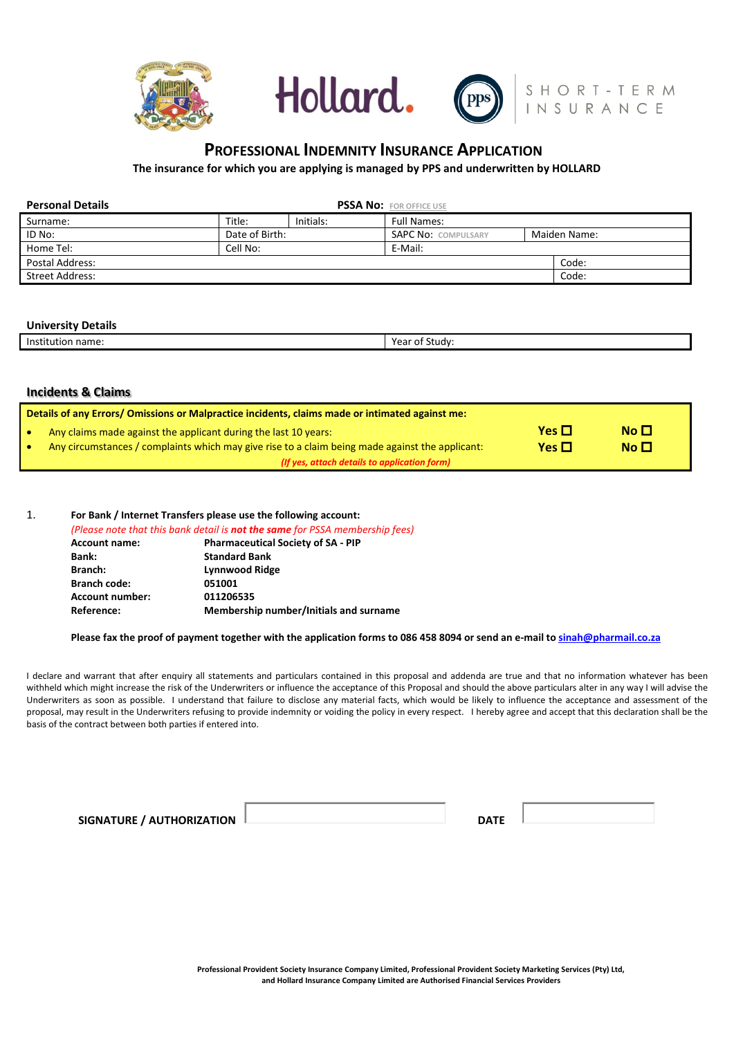# PROFESSIONAL INDEMNITY INSURANCE APPLICATION

**The insurance for which you are applying is managed by PPS and underwritten by HOLLARD**

**Personal Details** **PSSA No:** FOR OFFICE USE

| Surname: | Title: | Initials: | Full Names: | |
|---|---|---|---|---|
| ID No: | Date of Birth: | | SAPC No: COMPULSARY | Maiden Name: |
| Home Tel: | Cell No: | | E-Mail: | |
| Postal Address: | | | | Code: |
| Street Address: | | | | Code: |

**University Details**

| Institution name: | Year of Study: |
|---|---|

## Incidents & Claims

| Details of any Errors/ Omissions or Malpractice incidents, claims made or intimated against me: | | |
|---|---|---|
| • Any claims made against the applicant during the last 10 years: | **Yes ☐** | **No ☐** |
| • Any circumstances / complaints which may give rise to a claim being made against the applicant: | **Yes ☐** | **No ☐** |
| *(If yes, attach details to application form)* | | |

1. **For Bank / Internet Transfers please use the following account:**
   *(Please note that this bank detail is **not the same** for PSSA membership fees)*

| | |
|---|---|
| **Account name:** | **Pharmaceutical Society of SA - PIP** |
| **Bank:** | **Standard Bank** |
| **Branch:** | **Lynnwood Ridge** |
| **Branch code:** | **051001** |
| **Account number:** | **011206535** |
| **Reference:** | **Membership number/Initials and surname** |

**Please fax the proof of payment together with the application forms to 086 458 8094 or send an e-mail to sinah@pharmail.co.za**

I declare and warrant that after enquiry all statements and particulars contained in this proposal and addenda are true and that no information whatever has been withheld which might increase the risk of the Underwriters or influence the acceptance of this Proposal and should the above particulars alter in any way I will advise the Underwriters as soon as possible. I understand that failure to disclose any material facts, which would be likely to influence the acceptance and assessment of the proposal, may result in the Underwriters refusing to provide indemnity or voiding the policy in every respect. I hereby agree and accept that this declaration shall be the basis of the contract between both parties if entered into.

**SIGNATURE / AUTHORIZATION** ____________________ **DATE** ____________________

**Professional Provident Society Insurance Company Limited, Professional Provident Society Marketing Services (Pty) Ltd, and Hollard Insurance Company Limited are Authorised Financial Services Providers**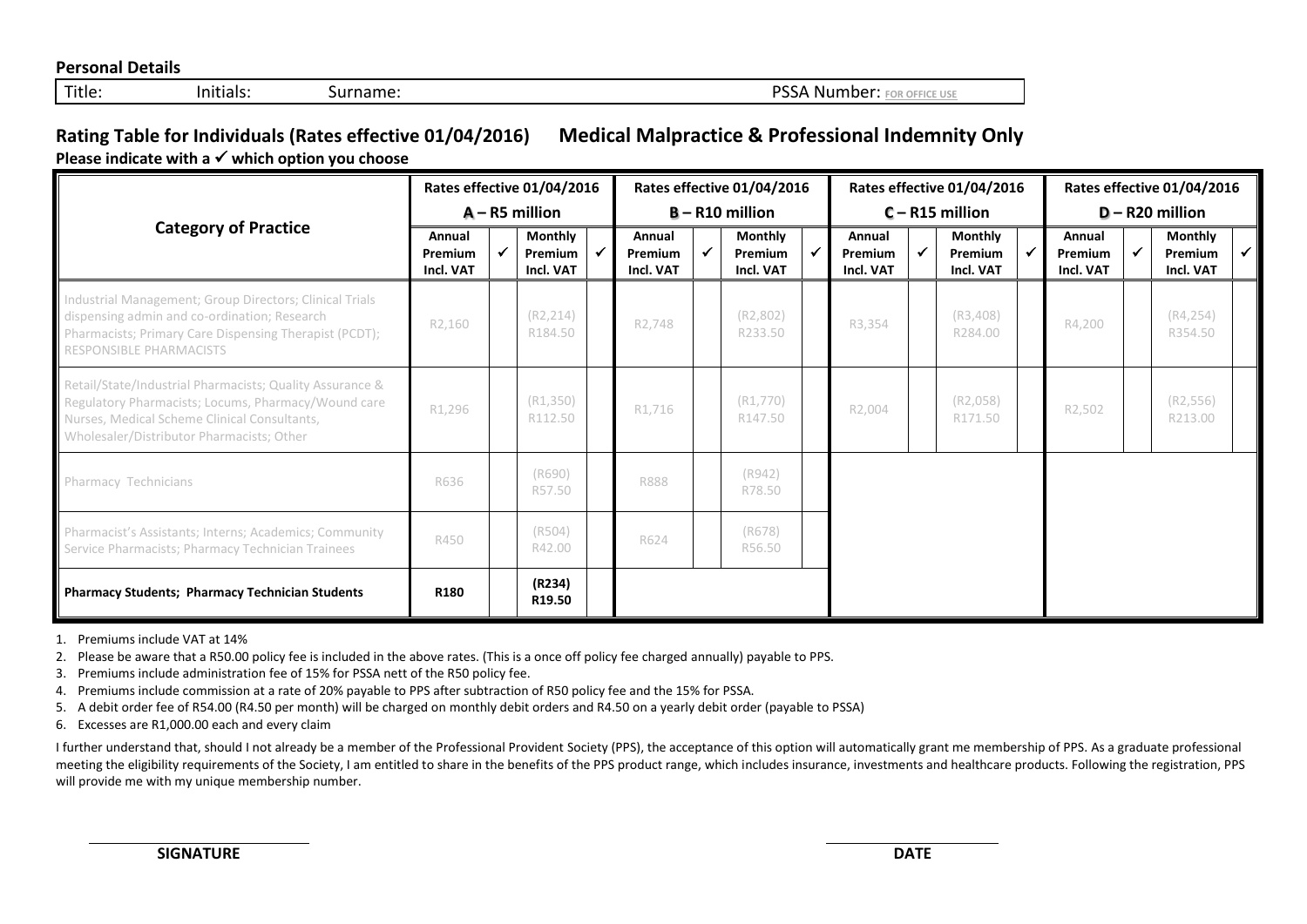**Personal Details**

| Title: | Initials: | Surname: | PSSA Number: FOR OFFICE USE |
|---|---|---|---|

## Rating Table for Individuals (Rates effective 01/04/2016) Medical Malpractice & Professional Indemnity Only

**Please indicate with a ✓ which option you choose**

| Category of Practice | Rates effective 01/04/2016 A – R5 million | | | | Rates effective 01/04/2016 B – R10 million | | | | Rates effective 01/04/2016 C – R15 million | | | | Rates effective 01/04/2016 D – R20 million | | | |
|---|---|---|---|---|---|---|---|---|---|---|---|---|---|---|---|---|
| | Annual Premium Incl. VAT | ✓ | Monthly Premium Incl. VAT | ✓ | Annual Premium Incl. VAT | ✓ | Monthly Premium Incl. VAT | ✓ | Annual Premium Incl. VAT | ✓ | Monthly Premium Incl. VAT | ✓ | Annual Premium Incl. VAT | ✓ | Monthly Premium Incl. VAT | ✓ |
| Industrial Management; Group Directors; Clinical Trials dispensing admin and co-ordination; Research Pharmacists; Primary Care Dispensing Therapist (PCDT); RESPONSIBLE PHARMACISTS | R2,160 | | (R2,214) R184.50 | | R2,748 | | (R2,802) R233.50 | | R3,354 | | (R3,408) R284.00 | | R4,200 | | (R4,254) R354.50 | |
| Retail/State/Industrial Pharmacists; Quality Assurance & Regulatory Pharmacists; Locums, Pharmacy/Wound care Nurses, Medical Scheme Clinical Consultants, Wholesaler/Distributor Pharmacists; Other | R1,296 | | (R1,350) R112.50 | | R1,716 | | (R1,770) R147.50 | | R2,004 | | (R2,058) R171.50 | | R2,502 | | (R2,556) R213.00 | |
| Pharmacy Technicians | R636 | | (R690) R57.50 | | R888 | | (R942) R78.50 | | | | | | | | | |
| Pharmacist's Assistants; Interns; Academics; Community Service Pharmacists; Pharmacy Technician Trainees | R450 | | (R504) R42.00 | | R624 | | (R678) R56.50 | | | | | | | | | |
| **Pharmacy Students; Pharmacy Technician Students** | **R180** | | **(R234) R19.50** | | | | | | | | | | | | | |

1. Premiums include VAT at 14%
2. Please be aware that a R50.00 policy fee is included in the above rates. (This is a once off policy fee charged annually) payable to PPS.
3. Premiums include administration fee of 15% for PSSA nett of the R50 policy fee.
4. Premiums include commission at a rate of 20% payable to PPS after subtraction of R50 policy fee and the 15% for PSSA.
5. A debit order fee of R54.00 (R4.50 per month) will be charged on monthly debit orders and R4.50 on a yearly debit order (payable to PSSA)
6. Excesses are R1,000.00 each and every claim

I further understand that, should I not already be a member of the Professional Provident Society (PPS), the acceptance of this option will automatically grant me membership of PPS. As a graduate professional meeting the eligibility requirements of the Society, I am entitled to share in the benefits of the PPS product range, which includes insurance, investments and healthcare products. Following the registration, PPS will provide me with my unique membership number.

**SIGNATURE**

**DATE**